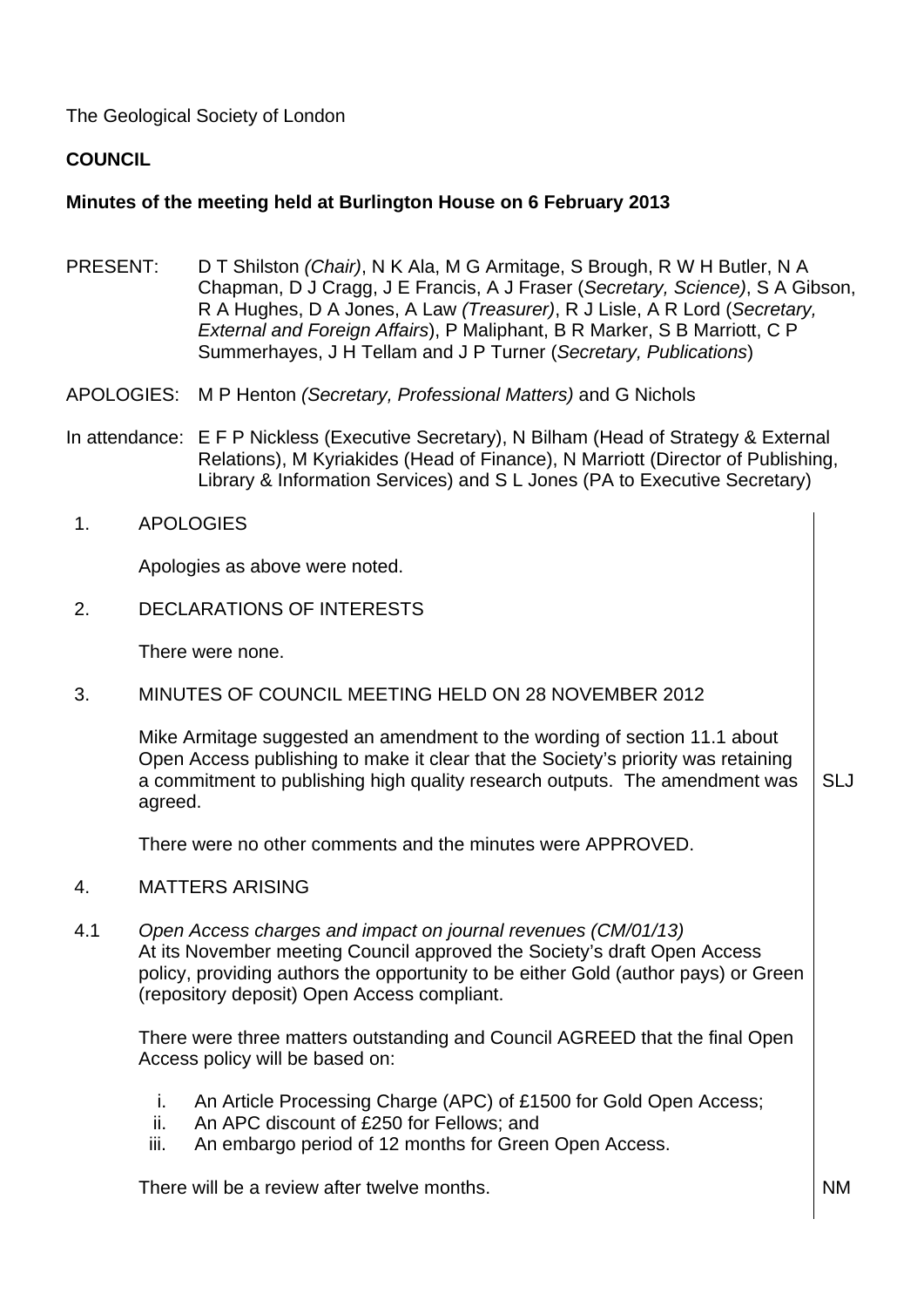The Geological Society of London

**COUNCIL**

**Minutes of the meeting held at Burlington House on 6 February 2013**

PRESENT: D T Shilston *(Chair)*, N K Ala, M G Armitage, S Brough, R W H Butler, N A Chapman, D J Cragg, J E Francis, A J Fraser (*Secretary, Science)*, S A Gibson, R A Hughes, D A Jones, A Law *(Treasurer)*, R J Lisle, A R Lord (*Secretary, External and Foreign Affairs*), P Maliphant, B R Marker, S B Marriott, C P Summerhayes, J H Tellam and J P Turner (*Secretary, Publications*)

APOLOGIES: M P Henton *(Secretary, Professional Matters)* and G Nichols

In attendance: E F P Nickless (Executive Secretary), N Bilham (Head of Strategy & External Relations), M Kyriakides (Head of Finance), N Marriott (Director of Publishing, Library & Information Services) and S L Jones (PA to Executive Secretary)

1. APOLOGIES

Apologies as above were noted.

2. DECLARATIONS OF INTERESTS

There were none.

3. MINUTES OF COUNCIL MEETING HELD ON 28 NOVEMBER 2012

Mike Armitage suggested an amendment to the wording of section 11.1 about Open Access publishing to make it clear that the Society's priority was retaining a commitment to publishing high quality research outputs. The amendment was agreed. **SLJ**

There were no other comments and the minutes were APPROVED.

4. MATTERS ARISING

4.1 *Open Access charges and impact on journal revenues (CM/01/13)*
At its November meeting Council approved the Society's draft Open Access policy, providing authors the opportunity to be either Gold (author pays) or Green (repository deposit) Open Access compliant.

There were three matters outstanding and Council AGREED that the final Open Access policy will be based on:

i. An Article Processing Charge (APC) of £1500 for Gold Open Access;
ii. An APC discount of £250 for Fellows; and
iii. An embargo period of 12 months for Green Open Access.

There will be a review after twelve months. **NM**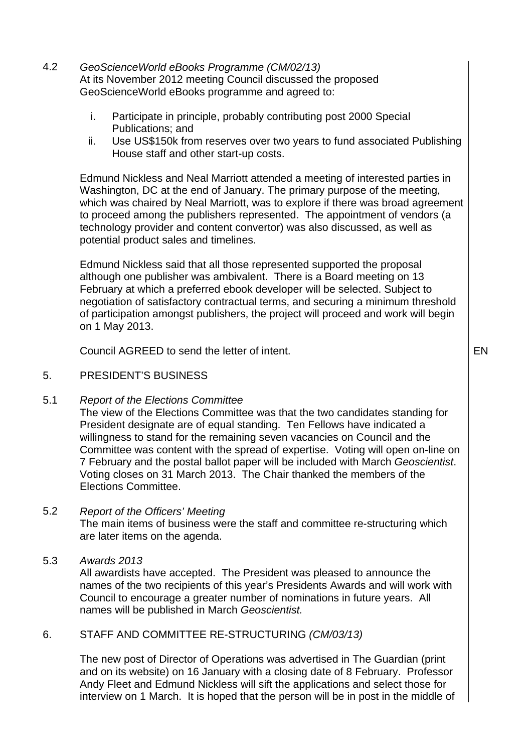4.2 *GeoScienceWorld eBooks Programme (CM/02/13)*
At its November 2012 meeting Council discussed the proposed GeoScienceWorld eBooks programme and agreed to:

i. Participate in principle, probably contributing post 2000 Special Publications; and
ii. Use US$150k from reserves over two years to fund associated Publishing House staff and other start-up costs.

Edmund Nickless and Neal Marriott attended a meeting of interested parties in Washington, DC at the end of January. The primary purpose of the meeting, which was chaired by Neal Marriott, was to explore if there was broad agreement to proceed among the publishers represented. The appointment of vendors (a technology provider and content convertor) was also discussed, as well as potential product sales and timelines.

Edmund Nickless said that all those represented supported the proposal although one publisher was ambivalent. There is a Board meeting on 13 February at which a preferred ebook developer will be selected. Subject to negotiation of satisfactory contractual terms, and securing a minimum threshold of participation amongst publishers, the project will proceed and work will begin on 1 May 2013.

Council AGREED to send the letter of intent. EN

5. PRESIDENT'S BUSINESS

5.1 *Report of the Elections Committee*
The view of the Elections Committee was that the two candidates standing for President designate are of equal standing. Ten Fellows have indicated a willingness to stand for the remaining seven vacancies on Council and the Committee was content with the spread of expertise. Voting will open on-line on 7 February and the postal ballot paper will be included with March *Geoscientist*. Voting closes on 31 March 2013. The Chair thanked the members of the Elections Committee.

5.2 *Report of the Officers' Meeting*
The main items of business were the staff and committee re-structuring which are later items on the agenda.

5.3 *Awards 2013*
All awardists have accepted. The President was pleased to announce the names of the two recipients of this year's Presidents Awards and will work with Council to encourage a greater number of nominations in future years. All names will be published in March *Geoscientist.*

6. STAFF AND COMMITTEE RE-STRUCTURING *(CM/03/13)*

The new post of Director of Operations was advertised in The Guardian (print and on its website) on 16 January with a closing date of 8 February. Professor Andy Fleet and Edmund Nickless will sift the applications and select those for interview on 1 March. It is hoped that the person will be in post in the middle of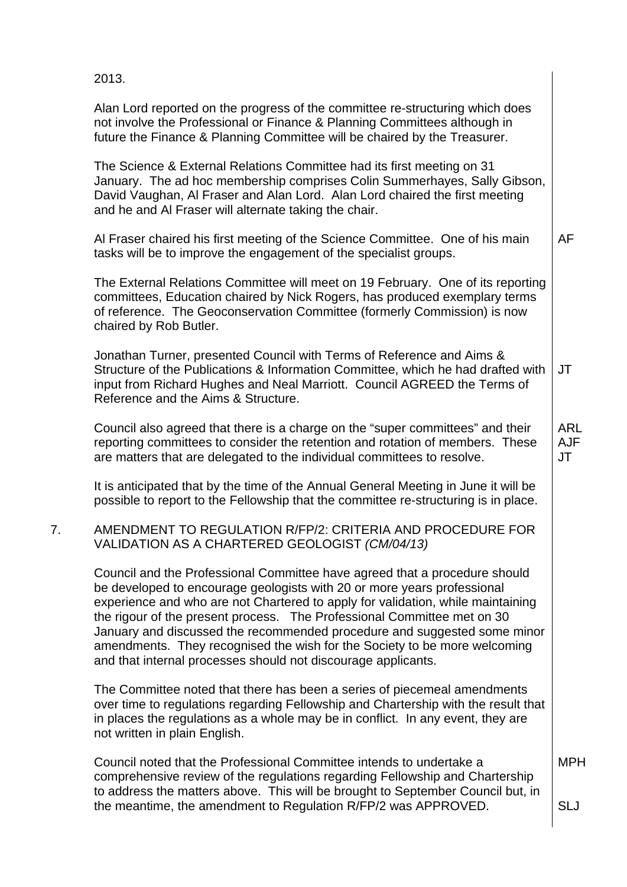2013.

Alan Lord reported on the progress of the committee re-structuring which does not involve the Professional or Finance & Planning Committees although in future the Finance & Planning Committee will be chaired by the Treasurer.

The Science & External Relations Committee had its first meeting on 31 January. The ad hoc membership comprises Colin Summerhayes, Sally Gibson, David Vaughan, Al Fraser and Alan Lord. Alan Lord chaired the first meeting and he and Al Fraser will alternate taking the chair.

Al Fraser chaired his first meeting of the Science Committee. One of his main tasks will be to improve the engagement of the specialist groups. **AF**

The External Relations Committee will meet on 19 February. One of its reporting committees, Education chaired by Nick Rogers, has produced exemplary terms of reference. The Geoconservation Committee (formerly Commission) is now chaired by Rob Butler.

Jonathan Turner, presented Council with Terms of Reference and Aims & Structure of the Publications & Information Committee, which he had drafted with input from Richard Hughes and Neal Marriott. Council AGREED the Terms of Reference and the Aims & Structure. **JT**

Council also agreed that there is a charge on the "super committees" and their reporting committees to consider the retention and rotation of members. These are matters that are delegated to the individual committees to resolve. **ARL AJF JT**

It is anticipated that by the time of the Annual General Meeting in June it will be possible to report to the Fellowship that the committee re-structuring is in place.

## 7. AMENDMENT TO REGULATION R/FP/2: CRITERIA AND PROCEDURE FOR VALIDATION AS A CHARTERED GEOLOGIST *(CM/04/13)*

Council and the Professional Committee have agreed that a procedure should be developed to encourage geologists with 20 or more years professional experience and who are not Chartered to apply for validation, while maintaining the rigour of the present process. The Professional Committee met on 30 January and discussed the recommended procedure and suggested some minor amendments. They recognised the wish for the Society to be more welcoming and that internal processes should not discourage applicants.

The Committee noted that there has been a series of piecemeal amendments over time to regulations regarding Fellowship and Chartership with the result that in places the regulations as a whole may be in conflict. In any event, they are not written in plain English.

Council noted that the Professional Committee intends to undertake a comprehensive review of the regulations regarding Fellowship and Chartership to address the matters above. This will be brought to September Council but, in the meantime, the amendment to Regulation R/FP/2 was APPROVED. **MPH SLJ**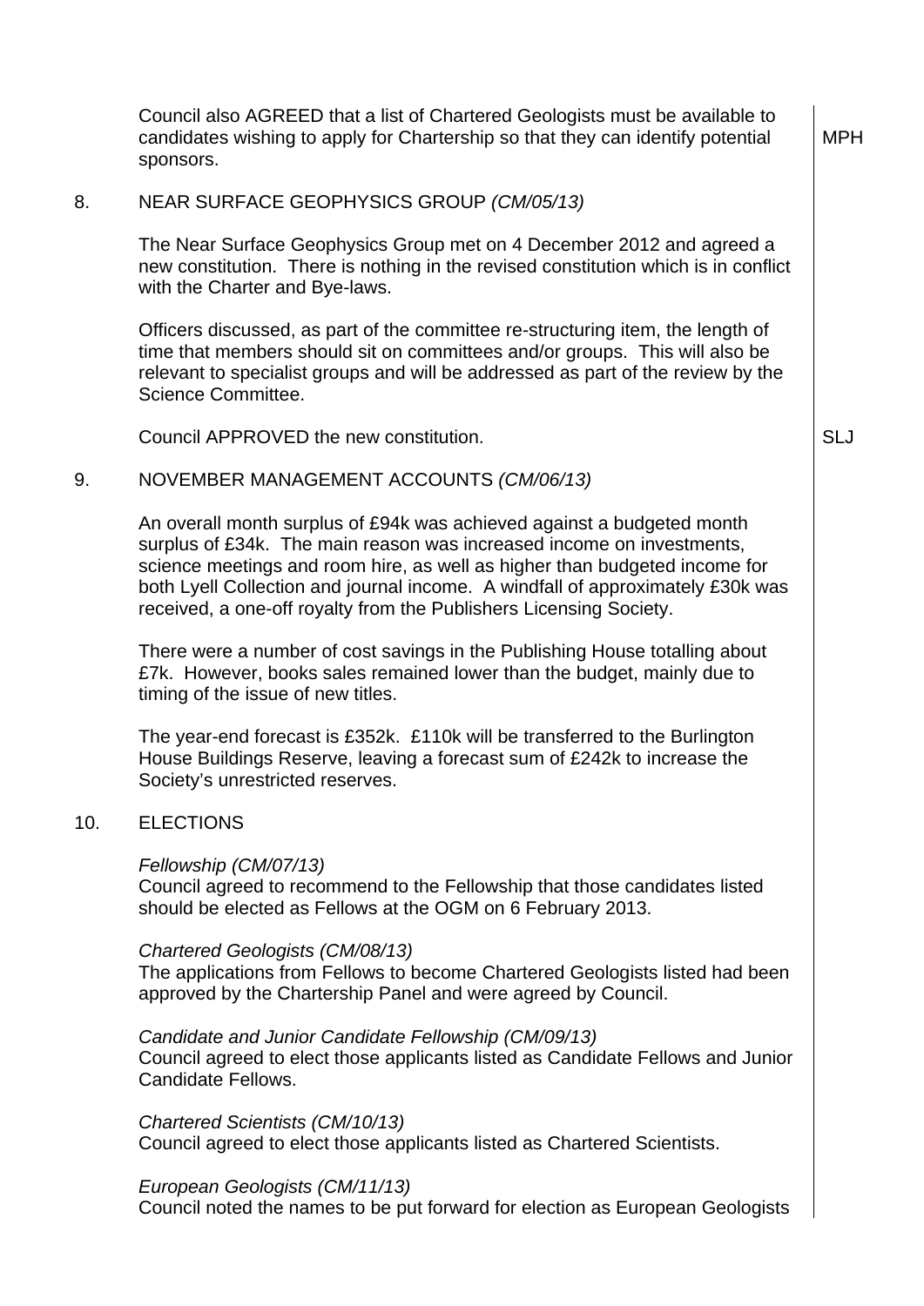Council also AGREED that a list of Chartered Geologists must be available to candidates wishing to apply for Chartership so that they can identify potential sponsors. MPH

8. NEAR SURFACE GEOPHYSICS GROUP *(CM/05/13)*

The Near Surface Geophysics Group met on 4 December 2012 and agreed a new constitution. There is nothing in the revised constitution which is in conflict with the Charter and Bye-laws.

Officers discussed, as part of the committee re-structuring item, the length of time that members should sit on committees and/or groups. This will also be relevant to specialist groups and will be addressed as part of the review by the Science Committee.

Council APPROVED the new constitution. SLJ

9. NOVEMBER MANAGEMENT ACCOUNTS *(CM/06/13)*

An overall month surplus of £94k was achieved against a budgeted month surplus of £34k. The main reason was increased income on investments, science meetings and room hire, as well as higher than budgeted income for both Lyell Collection and journal income. A windfall of approximately £30k was received, a one-off royalty from the Publishers Licensing Society.

There were a number of cost savings in the Publishing House totalling about £7k. However, books sales remained lower than the budget, mainly due to timing of the issue of new titles.

The year-end forecast is £352k. £110k will be transferred to the Burlington House Buildings Reserve, leaving a forecast sum of £242k to increase the Society's unrestricted reserves.

10. ELECTIONS

*Fellowship (CM/07/13)*
Council agreed to recommend to the Fellowship that those candidates listed should be elected as Fellows at the OGM on 6 February 2013.

*Chartered Geologists (CM/08/13)*
The applications from Fellows to become Chartered Geologists listed had been approved by the Chartership Panel and were agreed by Council.

*Candidate and Junior Candidate Fellowship (CM/09/13)*
Council agreed to elect those applicants listed as Candidate Fellows and Junior Candidate Fellows.

*Chartered Scientists (CM/10/13)*
Council agreed to elect those applicants listed as Chartered Scientists.

*European Geologists (CM/11/13)*
Council noted the names to be put forward for election as European Geologists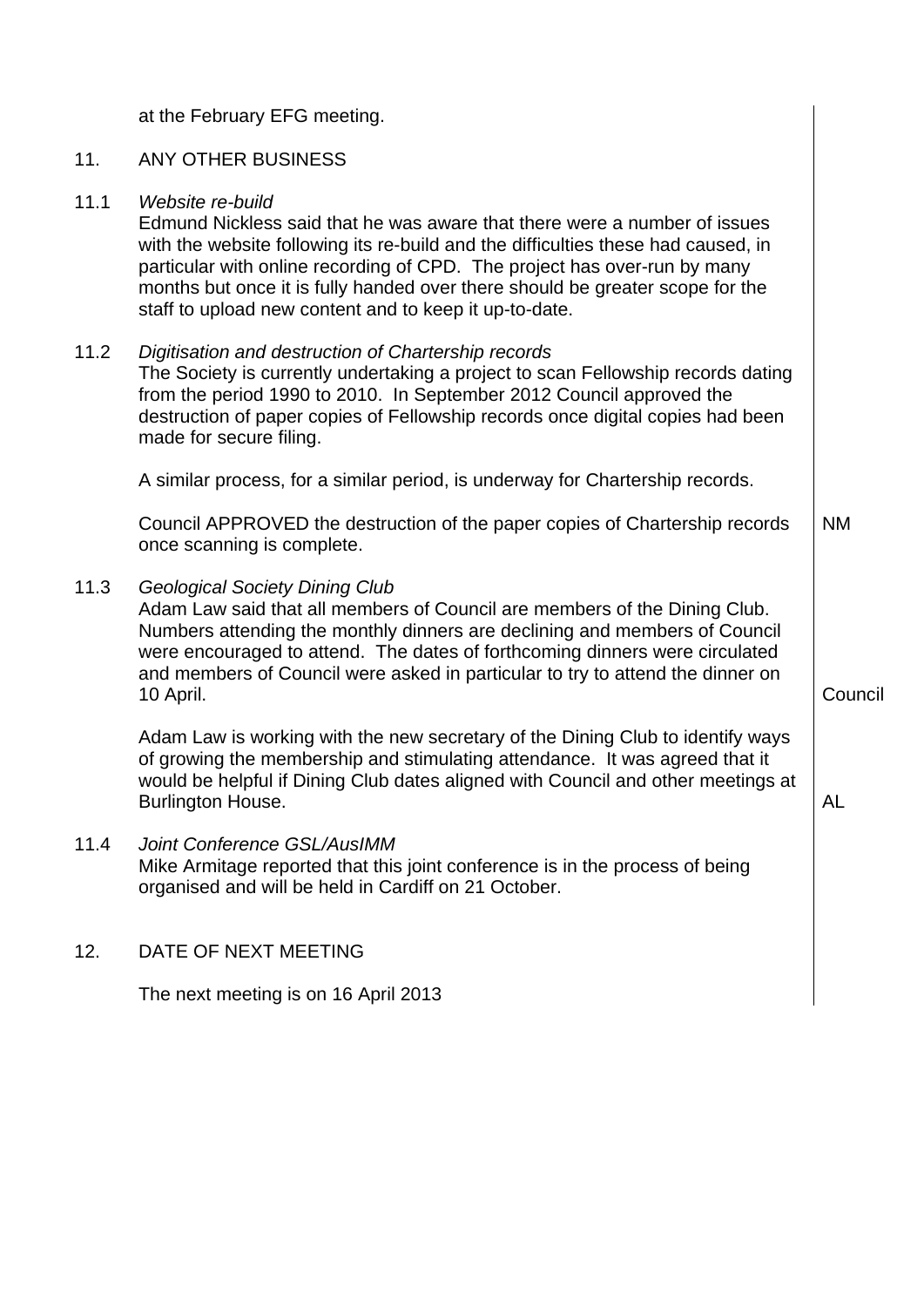at the February EFG meeting.

## 11. ANY OTHER BUSINESS

### 11.1 *Website re-build*

Edmund Nickless said that he was aware that there were a number of issues with the website following its re-build and the difficulties these had caused, in particular with online recording of CPD. The project has over-run by many months but once it is fully handed over there should be greater scope for the staff to upload new content and to keep it up-to-date.

### 11.2 *Digitisation and destruction of Chartership records*

The Society is currently undertaking a project to scan Fellowship records dating from the period 1990 to 2010. In September 2012 Council approved the destruction of paper copies of Fellowship records once digital copies had been made for secure filing.

A similar process, for a similar period, is underway for Chartership records.

Council APPROVED the destruction of the paper copies of Chartership records once scanning is complete. **NM**

### 11.3 *Geological Society Dining Club*

Adam Law said that all members of Council are members of the Dining Club. Numbers attending the monthly dinners are declining and members of Council were encouraged to attend. The dates of forthcoming dinners were circulated and members of Council were asked in particular to try to attend the dinner on 10 April. **Council**

Adam Law is working with the new secretary of the Dining Club to identify ways of growing the membership and stimulating attendance. It was agreed that it would be helpful if Dining Club dates aligned with Council and other meetings at Burlington House. **AL**

### 11.4 *Joint Conference GSL/AusIMM*

Mike Armitage reported that this joint conference is in the process of being organised and will be held in Cardiff on 21 October.

## 12. DATE OF NEXT MEETING

The next meeting is on 16 April 2013